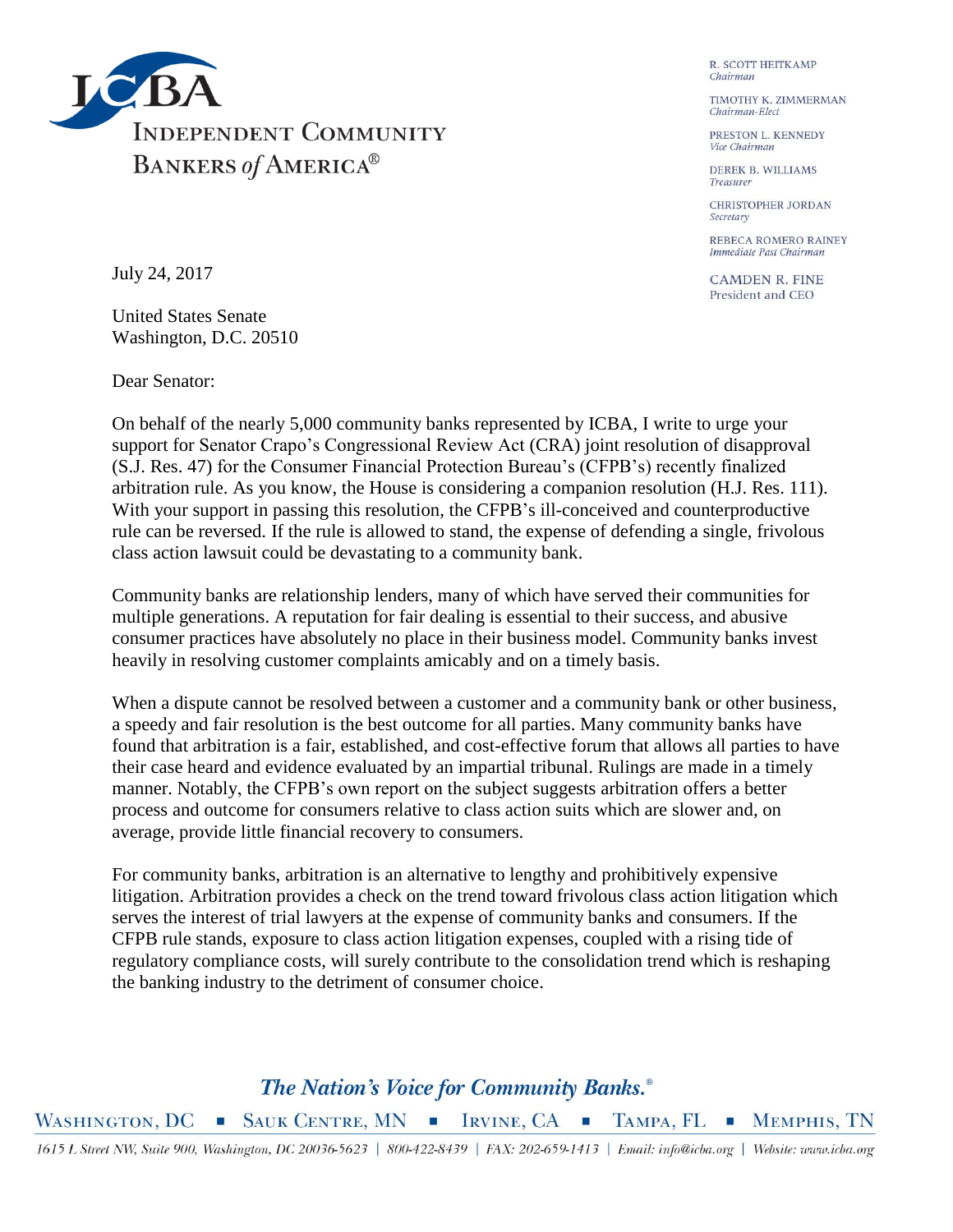# INDEPENDENT COMMUNITY BANKERS of AMERICA®

R. SCOTT HEITKAMP
*Chairman*

TIMOTHY K. ZIMMERMAN
*Chairman-Elect*

PRESTON L. KENNEDY
*Vice Chairman*

DEREK B. WILLIAMS
*Treasurer*

CHRISTOPHER JORDAN
*Secretary*

REBECA ROMERO RAINEY
*Immediate Past Chairman*

CAMDEN R. FINE
President and CEO

July 24, 2017

United States Senate
Washington, D.C. 20510

Dear Senator:

On behalf of the nearly 5,000 community banks represented by ICBA, I write to urge your support for Senator Crapo's Congressional Review Act (CRA) joint resolution of disapproval (S.J. Res. 47) for the Consumer Financial Protection Bureau's (CFPB's) recently finalized arbitration rule. As you know, the House is considering a companion resolution (H.J. Res. 111). With your support in passing this resolution, the CFPB's ill-conceived and counterproductive rule can be reversed. If the rule is allowed to stand, the expense of defending a single, frivolous class action lawsuit could be devastating to a community bank.

Community banks are relationship lenders, many of which have served their communities for multiple generations. A reputation for fair dealing is essential to their success, and abusive consumer practices have absolutely no place in their business model. Community banks invest heavily in resolving customer complaints amicably and on a timely basis.

When a dispute cannot be resolved between a customer and a community bank or other business, a speedy and fair resolution is the best outcome for all parties. Many community banks have found that arbitration is a fair, established, and cost-effective forum that allows all parties to have their case heard and evidence evaluated by an impartial tribunal. Rulings are made in a timely manner. Notably, the CFPB's own report on the subject suggests arbitration offers a better process and outcome for consumers relative to class action suits which are slower and, on average, provide little financial recovery to consumers.

For community banks, arbitration is an alternative to lengthy and prohibitively expensive litigation. Arbitration provides a check on the trend toward frivolous class action litigation which serves the interest of trial lawyers at the expense of community banks and consumers. If the CFPB rule stands, exposure to class action litigation expenses, coupled with a rising tide of regulatory compliance costs, will surely contribute to the consolidation trend which is reshaping the banking industry to the detriment of consumer choice.

*The Nation's Voice for Community Banks.®*

WASHINGTON, DC ▪ SAUK CENTRE, MN ▪ IRVINE, CA ▪ TAMPA, FL ▪ MEMPHIS, TN

1615 L Street NW, Suite 900, Washington, DC 20036-5623 | 800-422-8439 | FAX: 202-659-1413 | Email: info@icba.org | Website: www.icba.org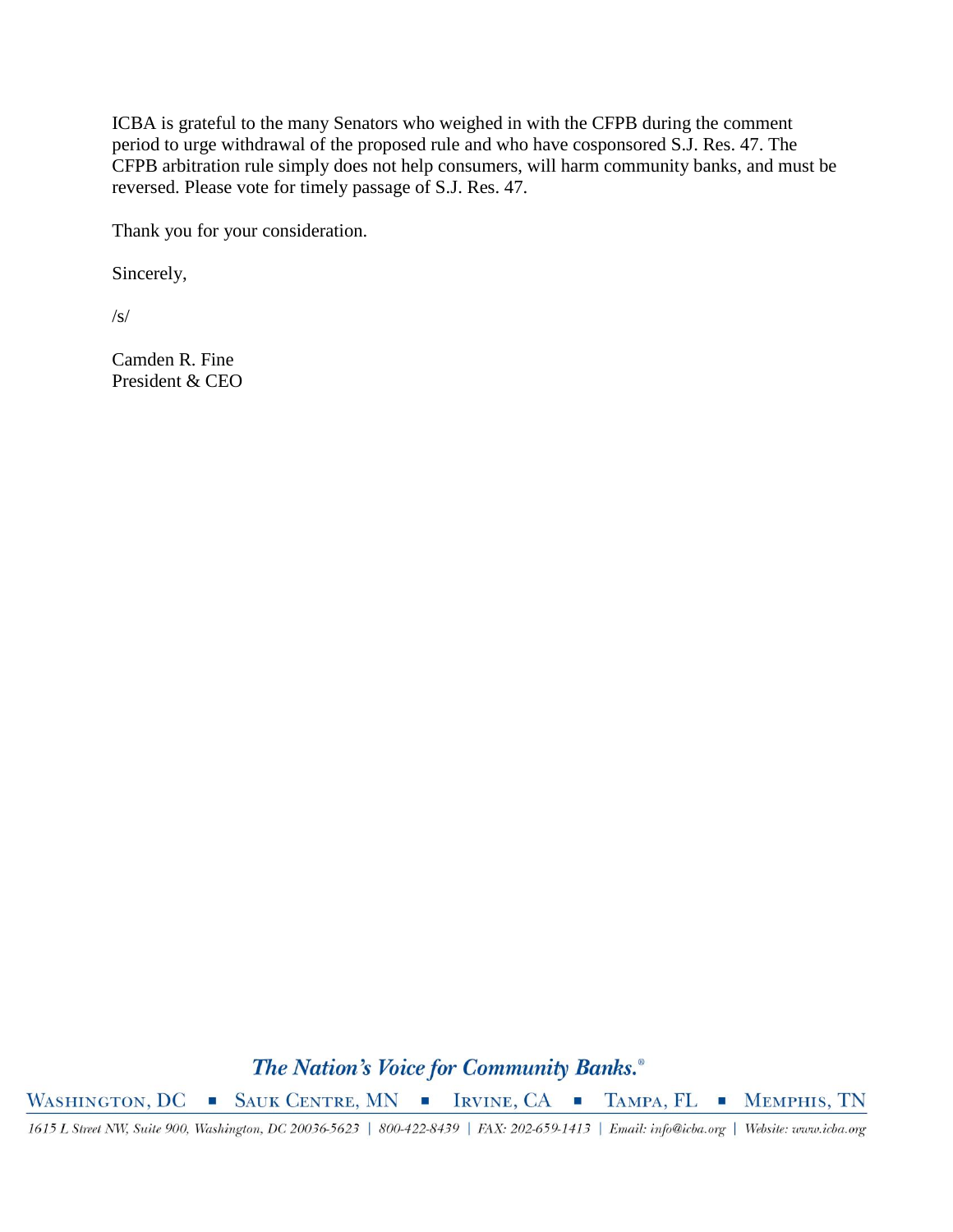ICBA is grateful to the many Senators who weighed in with the CFPB during the comment period to urge withdrawal of the proposed rule and who have cosponsored S.J. Res. 47. The CFPB arbitration rule simply does not help consumers, will harm community banks, and must be reversed. Please vote for timely passage of S.J. Res. 47.

Thank you for your consideration.

Sincerely,

/s/

Camden R. Fine
President & CEO

*The Nation's Voice for Community Banks.*®

WASHINGTON, DC ▪ SAUK CENTRE, MN ▪ IRVINE, CA ▪ TAMPA, FL ▪ MEMPHIS, TN

*1615 L Street NW, Suite 900, Washington, DC 20036-5623 | 800-422-8439 | FAX: 202-659-1413 | Email: info@icba.org | Website: www.icba.org*